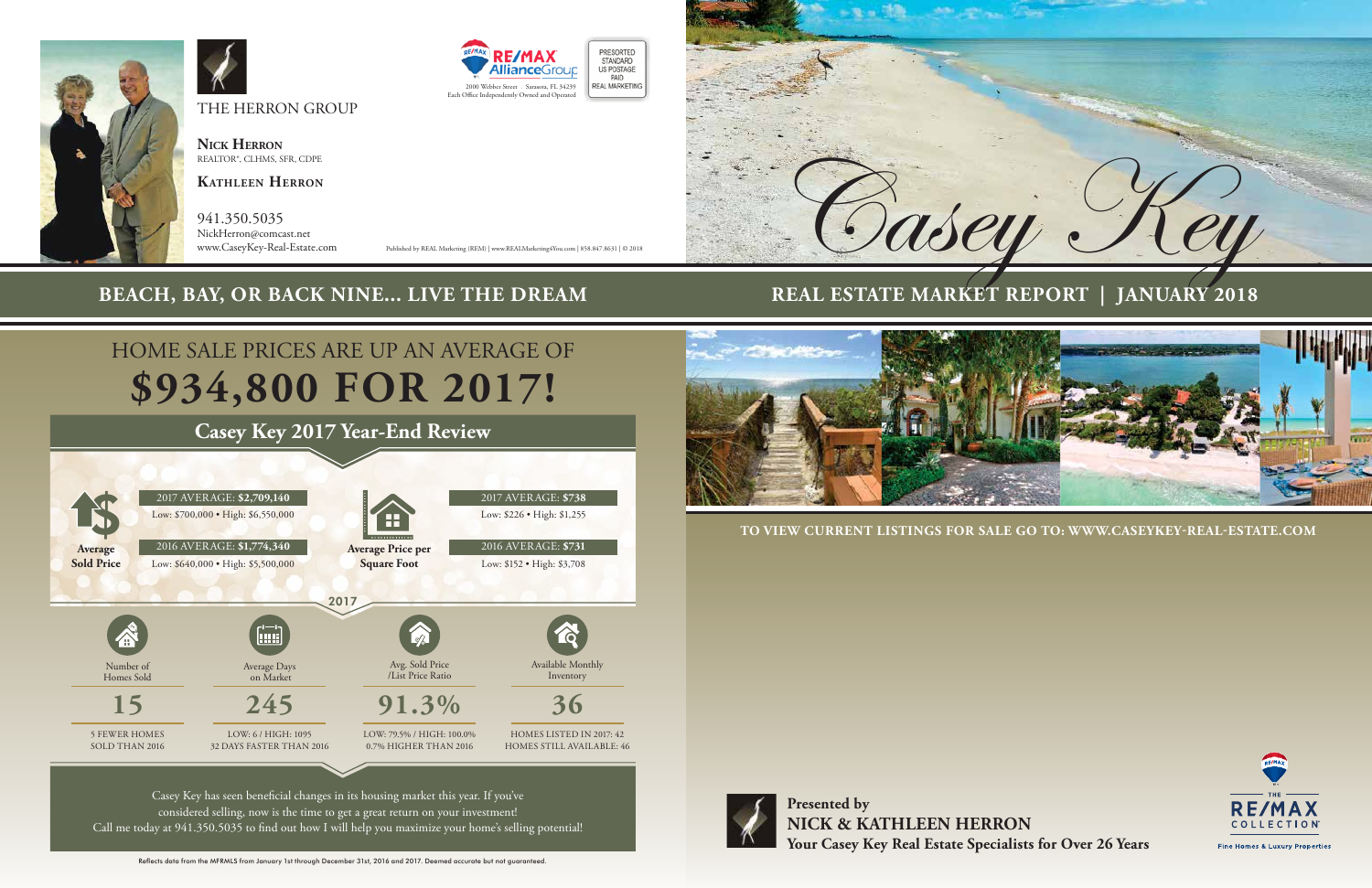THE HERRON GROUP

**Nick Herron**
REALTOR®, CLHMS, SFR, CDPE

**Kathleen Herron**

941.350.5035
NickHerron@comcast.net
www.CaseyKey-Real-Estate.com

RE/MAX Alliance Group
2000 Webber Street . Sarasota, FL 34239
Each Office Independently Owned and Operated

PRESORTED STANDARD US POSTAGE PAID REAL MARKETING

Published by REAL Marketing (REM) | www.REALMarketing4You.com | 858.847.8631 | © 2018

*Casey Key*

## BEACH, BAY, OR BACK NINE... LIVE THE DREAM

## REAL ESTATE MARKET REPORT | JANUARY 2018

# HOME SALE PRICES ARE UP AN AVERAGE OF $934,800 FOR 2017!

## Casey Key 2017 Year-End Review

**Average Sold Price**

2017 AVERAGE: **$2,709,140**
Low: $700,000 • High: $6,550,000

2016 AVERAGE: **$1,774,340**
Low: $640,000 • High: $5,500,000

**Average Price per Square Foot**

2017 AVERAGE: **$738**
Low: $226 • High: $1,255

2016 AVERAGE: **$731**
Low: $152 • High: $3,708

### 2017

| Number of Homes Sold | Average Days on Market | Avg. Sold Price /List Price Ratio | Available Monthly Inventory |
|---|---|---|---|
| **15** | **245** | **91.3%** | **36** |
| 5 FEWER HOMES SOLD THAN 2016 | LOW: 6 / HIGH: 1095<br>32 DAYS FASTER THAN 2016 | LOW: 79.5% / HIGH: 100.0%<br>0.7% HIGHER THAN 2016 | HOMES LISTED IN 2017: 42<br>HOMES STILL AVAILABLE: 46 |

Casey Key has seen beneficial changes in its housing market this year. If you've considered selling, now is the time to get a great return on your investment! Call me today at 941.350.5035 to find out how I will help you maximize your home's selling potential!

Reflects data from the MFRMLS from January 1st through December 31st, 2016 and 2017. Deemed accurate but not guaranteed.

**TO VIEW CURRENT LISTINGS FOR SALE GO TO: WWW.CASEYKEY-REAL-ESTATE.COM**

**Presented by**
**NICK & KATHLEEN HERRON**
**Your Casey Key Real Estate Specialists for Over 26 Years**

THE RE/MAX COLLECTION
Fine Homes & Luxury Properties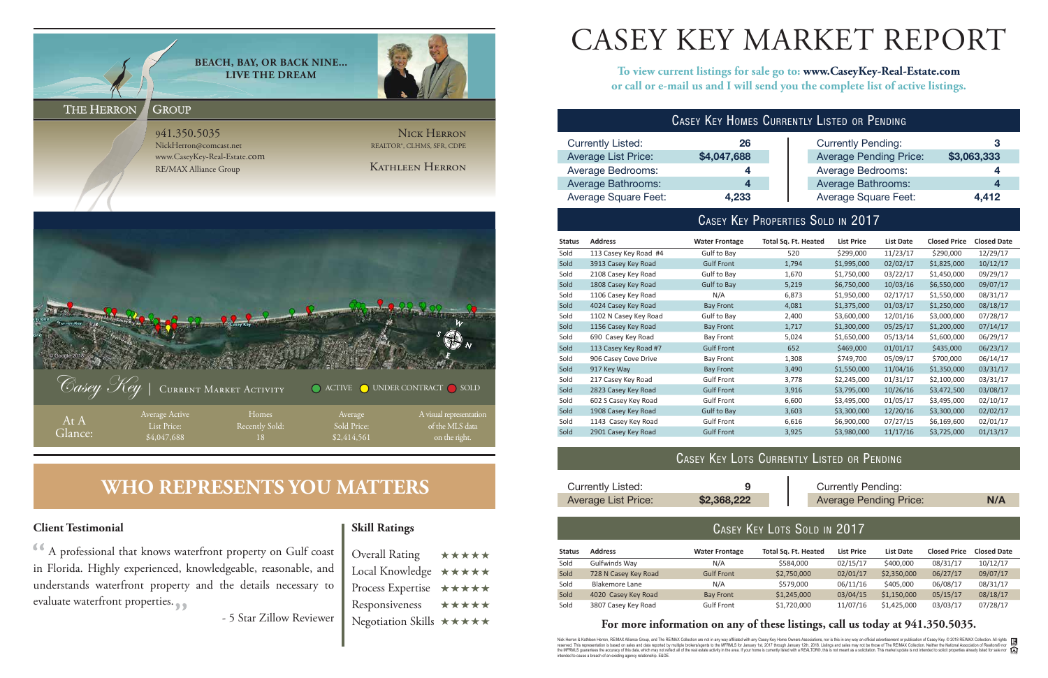BEACH, BAY, OR BACK NINE...
LIVE THE DREAM

THE HERRON GROUP

941.350.5035
NickHerron@comcast.net
www.CaseyKey-Real-Estate.com
RE/MAX Alliance Group

NICK HERRON
REALTOR®, CLHMS, SFR, CDPE

KATHLEEN HERRON

Casey Key | CURRENT MARKET ACTIVITY

ACTIVE · UNDER CONTRACT · SOLD

| At A Glance: | Average Active List Price: | Homes Recently Sold: | Average Sold Price: | A visual representation of the MLS data on the right. |
|---|---|---|---|---|
| | $4,047,688 | 18 | $2,414,561 | |

# WHO REPRESENTS YOU MATTERS

### Client Testimonial

"A professional that knows waterfront property on Gulf coast in Florida. Highly experienced, knowledgeable, reasonable, and understands waterfront property and the details necessary to evaluate waterfront properties."

- 5 Star Zillow Reviewer

### Skill Ratings

- Overall Rating ★★★★★
- Local Knowledge ★★★★★
- Process Expertise ★★★★★
- Responsiveness ★★★★★
- Negotiation Skills ★★★★★

# CASEY KEY MARKET REPORT

**To view current listings for sale go to: www.CaseyKey-Real-Estate.com or call or e-mail us and I will send you the complete list of active listings.**

## Casey Key Homes Currently Listed or Pending

| | | | |
|---|---|---|---|
| Currently Listed: | 26 | Currently Pending: | 3 |
| Average List Price: | $4,047,688 | Average Pending Price: | $3,063,333 |
| Average Bedrooms: | 4 | Average Bedrooms: | 4 |
| Average Bathrooms: | 4 | Average Bathrooms: | 4 |
| Average Square Feet: | 4,233 | Average Square Feet: | 4,412 |

## Casey Key Properties Sold in 2017

| Status | Address | Water Frontage | Total Sq. Ft. Heated | List Price | List Date | Closed Price | Closed Date |
|---|---|---|---|---|---|---|---|
| Sold | 113 Casey Key Road #4 | Gulf to Bay | 520 | $299,000 | 11/23/17 | $290,000 | 12/29/17 |
| Sold | 3913 Casey Key Road | Gulf Front | 1,794 | $1,995,000 | 02/02/17 | $1,825,000 | 10/12/17 |
| Sold | 2108 Casey Key Road | Gulf to Bay | 1,670 | $1,750,000 | 03/22/17 | $1,450,000 | 09/29/17 |
| Sold | 1808 Casey Key Road | Gulf to Bay | 5,219 | $6,750,000 | 10/03/16 | $6,550,000 | 09/07/17 |
| Sold | 1106 Casey Key Road | N/A | 6,873 | $1,950,000 | 02/17/17 | $1,550,000 | 08/31/17 |
| Sold | 4024 Casey Key Road | Bay Front | 4,081 | $1,375,000 | 01/03/17 | $1,250,000 | 08/18/17 |
| Sold | 1102 N Casey Key Road | Gulf to Bay | 2,400 | $3,600,000 | 12/01/16 | $3,000,000 | 07/28/17 |
| Sold | 1156 Casey Key Road | Bay Front | 1,717 | $1,300,000 | 05/25/17 | $1,200,000 | 07/14/17 |
| Sold | 690 Casey Key Road | Bay Front | 5,024 | $1,650,000 | 05/13/14 | $1,600,000 | 06/29/17 |
| Sold | 113 Casey Key Road #7 | Gulf Front | 652 | $469,000 | 01/01/17 | $435,000 | 06/23/17 |
| Sold | 906 Casey Cove Drive | Bay Front | 1,308 | $749,700 | 05/09/17 | $700,000 | 06/14/17 |
| Sold | 917 Key Way | Bay Front | 3,490 | $1,550,000 | 11/04/16 | $1,350,000 | 03/31/17 |
| Sold | 217 Casey Key Road | Gulf Front | 3,778 | $2,245,000 | 01/31/17 | $2,100,000 | 03/31/17 |
| Sold | 2823 Casey Key Road | Gulf Front | 3,916 | $3,795,000 | 10/26/16 | $3,472,500 | 03/08/17 |
| Sold | 602 S Casey Key Road | Gulf Front | 6,600 | $3,495,000 | 01/05/17 | $3,495,000 | 02/10/17 |
| Sold | 1908 Casey Key Road | Gulf to Bay | 3,603 | $3,300,000 | 12/20/16 | $3,300,000 | 02/02/17 |
| Sold | 1143 Casey Key Road | Gulf Front | 6,616 | $6,900,000 | 07/27/15 | $6,169,600 | 02/01/17 |
| Sold | 2901 Casey Key Road | Gulf Front | 3,925 | $3,980,000 | 11/17/16 | $3,725,000 | 01/13/17 |

## Casey Key Lots Currently Listed or Pending

| | | | |
|---|---|---|---|
| Currently Listed: | 9 | Currently Pending: | |
| Average List Price: | $2,368,222 | Average Pending Price: | N/A |

## Casey Key Lots Sold in 2017

| Status | Address | Water Frontage | Total Sq. Ft. Heated | List Price | List Date | Closed Price | Closed Date |
|---|---|---|---|---|---|---|---|
| Sold | Gulfwinds Way | N/A | $584,000 | 02/15/17 | $400,000 | 08/31/17 | 10/12/17 |
| Sold | 728 N Casey Key Road | Gulf Front | $2,750,000 | 02/01/17 | $2,350,000 | 06/27/17 | 09/07/17 |
| Sold | Blakemore Lane | N/A | $579,000 | 06/11/16 | $405,000 | 06/08/17 | 08/31/17 |
| Sold | 4020 Casey Key Road | Bay Front | $1,245,000 | 03/04/15 | $1,150,000 | 05/15/17 | 08/18/17 |
| Sold | 3807 Casey Key Road | Gulf Front | $1,720,000 | 11/07/16 | $1,425,000 | 03/03/17 | 07/28/17 |

**For more information on any of these listings, call us today at 941.350.5035.**